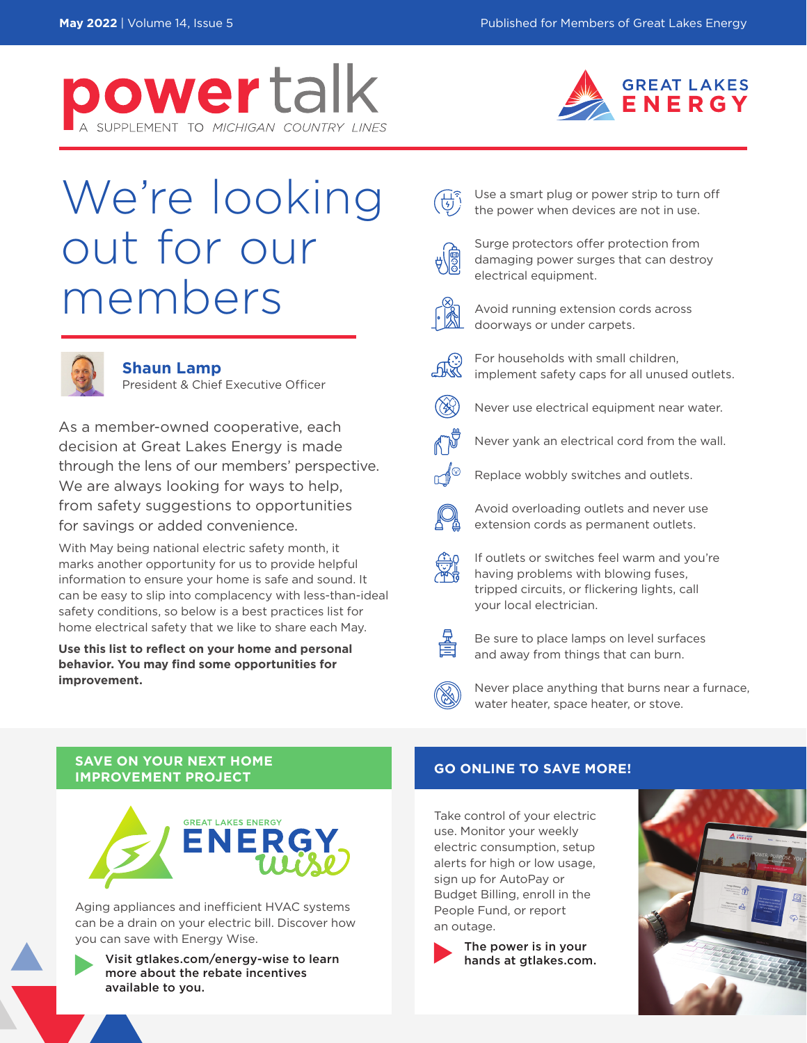# power talk

A SUPPLEMENT TO *MICHIGAN COUNTRY LINES*

Published for Members of Great Lakes Energy

GREAT LAKES ENERGY

# We're looking out for our members

**Shaun Lamp**
President & Chief Executive Officer

As a member-owned cooperative, each decision at Great Lakes Energy is made through the lens of our members' perspective. We are always looking for ways to help, from safety suggestions to opportunities for savings or added convenience.

With May being national electric safety month, it marks another opportunity for us to provide helpful information to ensure your home is safe and sound. It can be easy to slip into complacency with less-than-ideal safety conditions, so below is a best practices list for home electrical safety that we like to share each May.

**Use this list to reflect on your home and personal behavior. You may find some opportunities for improvement.**

- Use a smart plug or power strip to turn off the power when devices are not in use.
- Surge protectors offer protection from damaging power surges that can destroy electrical equipment.
- Avoid running extension cords across doorways or under carpets.
- For households with small children, implement safety caps for all unused outlets.
- Never use electrical equipment near water.
- Never yank an electrical cord from the wall.
- Replace wobbly switches and outlets.
- Avoid overloading outlets and never use extension cords as permanent outlets.
- If outlets or switches feel warm and you're having problems with blowing fuses, tripped circuits, or flickering lights, call your local electrician.
- Be sure to place lamps on level surfaces and away from things that can burn.
- Never place anything that burns near a furnace, water heater, space heater, or stove.

## SAVE ON YOUR NEXT HOME IMPROVEMENT PROJECT

GREAT LAKES ENERGY ENERGY wise

Aging appliances and inefficient HVAC systems can be a drain on your electric bill. Discover how you can save with Energy Wise.

**Visit gtlakes.com/energy-wise to learn more about the rebate incentives available to you.**

## GO ONLINE TO SAVE MORE!

Take control of your electric use. Monitor your weekly electric consumption, setup alerts for high or low usage, sign up for AutoPay or Budget Billing, enroll in the People Fund, or report an outage.

**The power is in your hands at gtlakes.com.**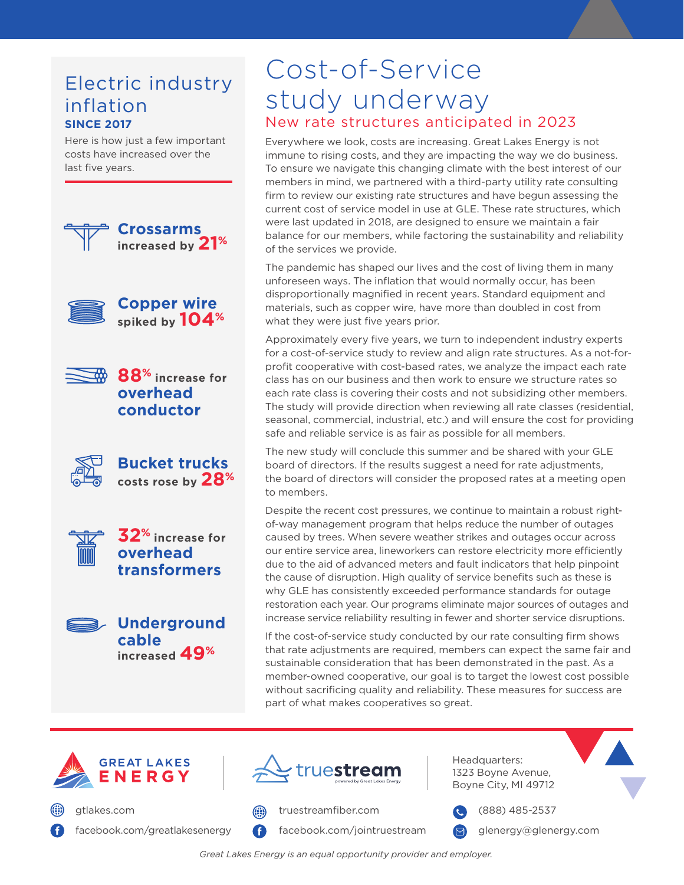## Electric industry inflation

**SINCE 2017**

Here is how just a few important costs have increased over the last five years.

**Crossarms** increased by **21%**

**Copper wire** spiked by **104%**

**88%** increase for **overhead conductor**

**Bucket trucks** costs rose by **28%**

**32%** increase for **overhead transformers**

**Underground cable** increased **49%**

# Cost-of-Service study underway

## New rate structures anticipated in 2023

Everywhere we look, costs are increasing. Great Lakes Energy is not immune to rising costs, and they are impacting the way we do business. To ensure we navigate this changing climate with the best interest of our members in mind, we partnered with a third-party utility rate consulting firm to review our existing rate structures and have begun assessing the current cost of service model in use at GLE. These rate structures, which were last updated in 2018, are designed to ensure we maintain a fair balance for our members, while factoring the sustainability and reliability of the services we provide.

The pandemic has shaped our lives and the cost of living them in many unforeseen ways. The inflation that would normally occur, has been disproportionally magnified in recent years. Standard equipment and materials, such as copper wire, have more than doubled in cost from what they were just five years prior.

Approximately every five years, we turn to independent industry experts for a cost-of-service study to review and align rate structures. As a not-for-profit cooperative with cost-based rates, we analyze the impact each rate class has on our business and then work to ensure we structure rates so each rate class is covering their costs and not subsidizing other members. The study will provide direction when reviewing all rate classes (residential, seasonal, commercial, industrial, etc.) and will ensure the cost for providing safe and reliable service is as fair as possible for all members.

The new study will conclude this summer and be shared with your GLE board of directors. If the results suggest a need for rate adjustments, the board of directors will consider the proposed rates at a meeting open to members.

Despite the recent cost pressures, we continue to maintain a robust right-of-way management program that helps reduce the number of outages caused by trees. When severe weather strikes and outages occur across our entire service area, lineworkers can restore electricity more efficiently due to the aid of advanced meters and fault indicators that help pinpoint the cause of disruption. High quality of service benefits such as these is why GLE has consistently exceeded performance standards for outage restoration each year. Our programs eliminate major sources of outages and increase service reliability resulting in fewer and shorter service disruptions.

If the cost-of-service study conducted by our rate consulting firm shows that rate adjustments are required, members can expect the same fair and sustainable consideration that has been demonstrated in the past. As a member-owned cooperative, our goal is to target the lowest cost possible without sacrificing quality and reliability. These measures for success are part of what makes cooperatives so great.

GREAT LAKES ENERGY

gtlakes.com

facebook.com/greatlakesenergy

truestream powered by Great Lakes Energy

truestreamfiber.com

facebook.com/jointruestream

Headquarters:
1323 Boyne Avenue,
Boyne City, MI 49712

(888) 485-2537

glenergy@glenergy.com

*Great Lakes Energy is an equal opportunity provider and employer.*